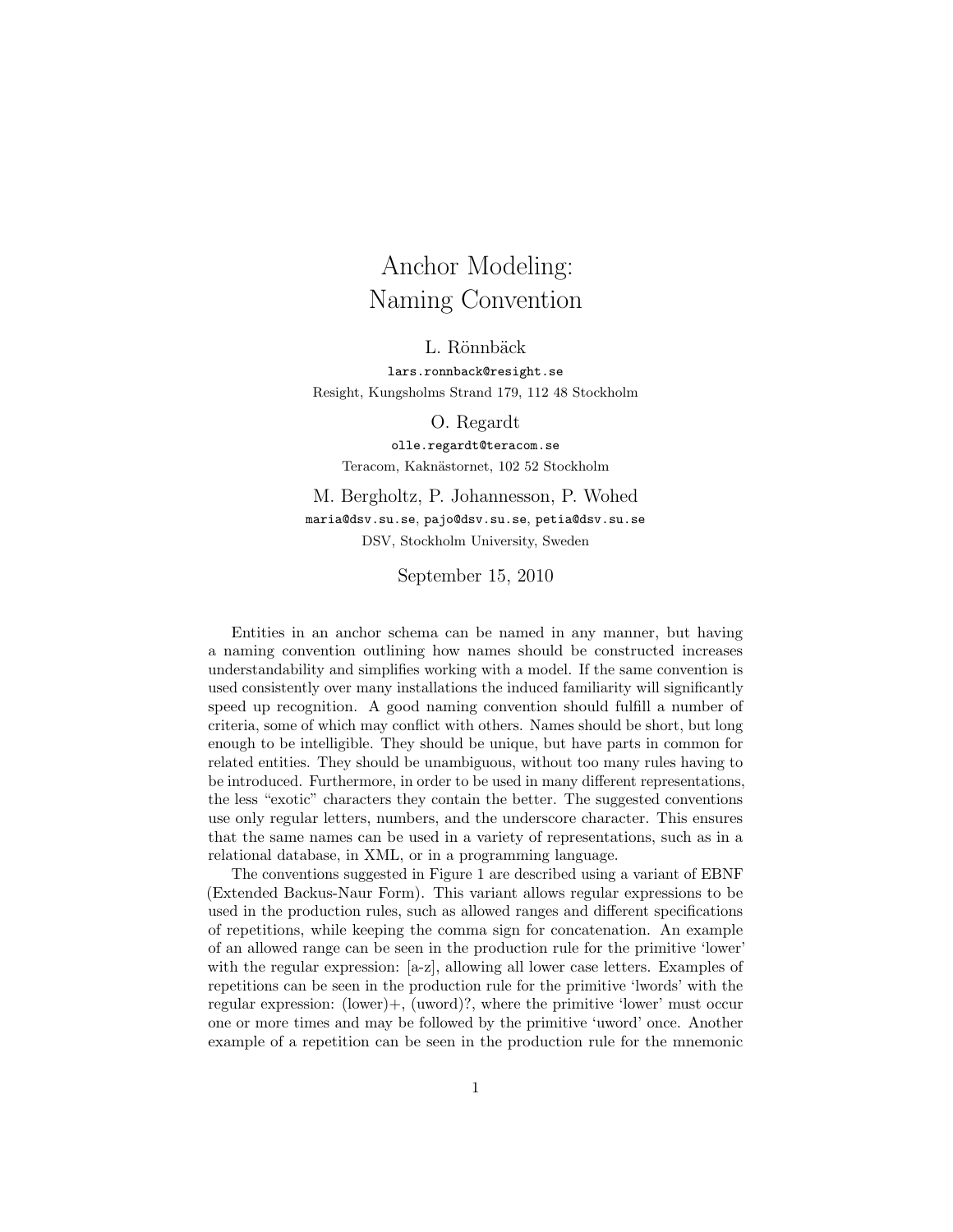# Anchor Modeling: Naming Convention

L. Rönnbäck
lars.ronnback@resight.se
Resight, Kungsholms Strand 179, 112 48 Stockholm

O. Regardt
olle.regardt@teracom.se
Teracom, Kaknästornet, 102 52 Stockholm

M. Bergholtz, P. Johannesson, P. Wohed
maria@dsv.su.se, pajo@dsv.su.se, petia@dsv.su.se
DSV, Stockholm University, Sweden

September 15, 2010

Entities in an anchor schema can be named in any manner, but having a naming convention outlining how names should be constructed increases understandability and simplifies working with a model. If the same convention is used consistently over many installations the induced familiarity will significantly speed up recognition. A good naming convention should fulfill a number of criteria, some of which may conflict with others. Names should be short, but long enough to be intelligible. They should be unique, but have parts in common for related entities. They should be unambiguous, without too many rules having to be introduced. Furthermore, in order to be used in many different representations, the less "exotic" characters they contain the better. The suggested conventions use only regular letters, numbers, and the underscore character. This ensures that the same names can be used in a variety of representations, such as in a relational database, in XML, or in a programming language.

The conventions suggested in Figure 1 are described using a variant of EBNF (Extended Backus-Naur Form). This variant allows regular expressions to be used in the production rules, such as allowed ranges and different specifications of repetitions, while keeping the comma sign for concatenation. An example of an allowed range can be seen in the production rule for the primitive 'lower' with the regular expression: [a-z], allowing all lower case letters. Examples of repetitions can be seen in the production rule for the primitive 'lwords' with the regular expression: (lower)+, (uword)?, where the primitive 'lower' must occur one or more times and may be followed by the primitive 'uword' once. Another example of a repetition can be seen in the production rule for the mnemonic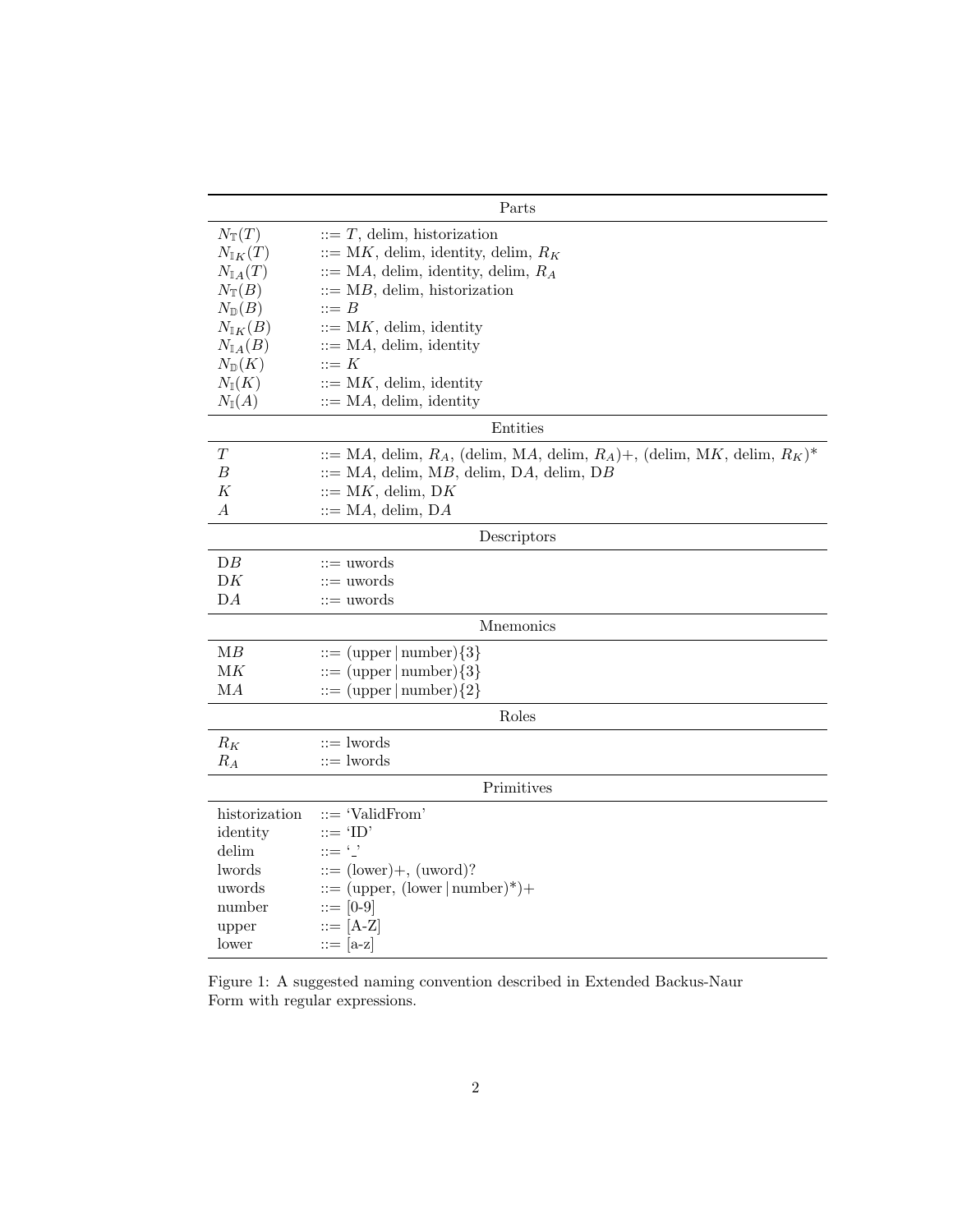| Parts | |
|---|---|
| $N_{\mathbb{T}}(T)$ | ::= $T$, delim, historization |
| $N_{\mathbb{I}_K}(T)$ | ::= M$K$, delim, identity, delim, $R_K$ |
| $N_{\mathbb{I}_A}(T)$ | ::= M$A$, delim, identity, delim, $R_A$ |
| $N_{\mathbb{T}}(B)$ | ::= M$B$, delim, historization |
| $N_{\mathbb{D}}(B)$ | ::= $B$ |
| $N_{\mathbb{I}_K}(B)$ | ::= M$K$, delim, identity |
| $N_{\mathbb{I}_A}(B)$ | ::= M$A$, delim, identity |
| $N_{\mathbb{D}}(K)$ | ::= $K$ |
| $N_{\mathbb{I}}(K)$ | ::= M$K$, delim, identity |
| $N_{\mathbb{I}}(A)$ | ::= M$A$, delim, identity |
| **Entities** | |
| $T$ | ::= M$A$, delim, $R_A$, (delim, M$A$, delim, $R_A$)+, (delim, M$K$, delim, $R_K$)* |
| $B$ | ::= M$A$, delim, M$B$, delim, D$A$, delim, D$B$ |
| $K$ | ::= M$K$, delim, D$K$ |
| $A$ | ::= M$A$, delim, D$A$ |
| **Descriptors** | |
| D$B$ | ::= uwords |
| D$K$ | ::= uwords |
| D$A$ | ::= uwords |
| **Mnemonics** | |
| M$B$ | ::= (upper \| number){3} |
| M$K$ | ::= (upper \| number){3} |
| M$A$ | ::= (upper \| number){2} |
| **Roles** | |
| $R_K$ | ::= lwords |
| $R_A$ | ::= lwords |
| **Primitives** | |
| historization | ::= 'ValidFrom' |
| identity | ::= 'ID' |
| delim | ::= '_' |
| lwords | ::= (lower)+, (uword)? |
| uwords | ::= (upper, (lower \| number)*)+ |
| number | ::= [0-9] |
| upper | ::= [A-Z] |
| lower | ::= [a-z] |

Figure 1: A suggested naming convention described in Extended Backus-Naur Form with regular expressions.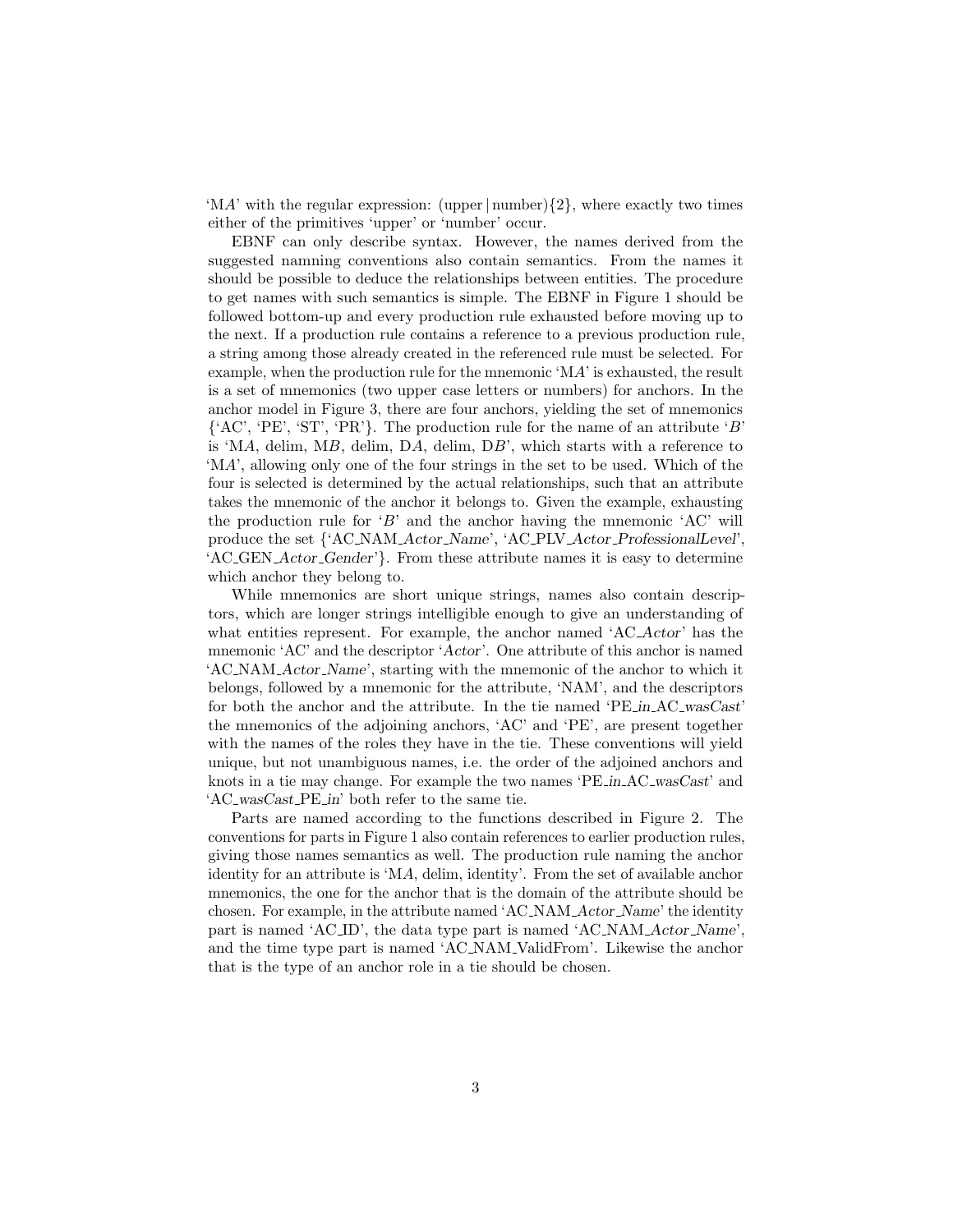'M*A*' with the regular expression: (upper | number){2}, where exactly two times either of the primitives 'upper' or 'number' occur.

EBNF can only describe syntax. However, the names derived from the suggested namning conventions also contain semantics. From the names it should be possible to deduce the relationships between entities. The procedure to get names with such semantics is simple. The EBNF in Figure 1 should be followed bottom-up and every production rule exhausted before moving up to the next. If a production rule contains a reference to a previous production rule, a string among those already created in the referenced rule must be selected. For example, when the production rule for the mnemonic 'M*A*' is exhausted, the result is a set of mnemonics (two upper case letters or numbers) for anchors. In the anchor model in Figure 3, there are four anchors, yielding the set of mnemonics {'AC', 'PE', 'ST', 'PR'}. The production rule for the name of an attribute '*B*' is 'M*A*, delim, M*B*, delim, D*A*, delim, D*B*', which starts with a reference to 'M*A*', allowing only one of the four strings in the set to be used. Which of the four is selected is determined by the actual relationships, such that an attribute takes the mnemonic of the anchor it belongs to. Given the example, exhausting the production rule for '*B*' and the anchor having the mnemonic 'AC' will produce the set {'AC_NAM_*Actor*_*Name*', 'AC_PLV_*Actor*_*ProfessionalLevel*', 'AC_GEN_*Actor*_*Gender*'}. From these attribute names it is easy to determine which anchor they belong to.

While mnemonics are short unique strings, names also contain descriptors, which are longer strings intelligible enough to give an understanding of what entities represent. For example, the anchor named 'AC_*Actor*' has the mnemonic 'AC' and the descriptor '*Actor*'. One attribute of this anchor is named 'AC_NAM_*Actor*_*Name*', starting with the mnemonic of the anchor to which it belongs, followed by a mnemonic for the attribute, 'NAM', and the descriptors for both the anchor and the attribute. In the tie named 'PE_*in*_AC_*wasCast*' the mnemonics of the adjoining anchors, 'AC' and 'PE', are present together with the names of the roles they have in the tie. These conventions will yield unique, but not unambiguous names, i.e. the order of the adjoined anchors and knots in a tie may change. For example the two names 'PE_*in*_AC_*wasCast*' and 'AC_*wasCast*_PE_*in*' both refer to the same tie.

Parts are named according to the functions described in Figure 2. The conventions for parts in Figure 1 also contain references to earlier production rules, giving those names semantics as well. The production rule naming the anchor identity for an attribute is 'M*A*, delim, identity'. From the set of available anchor mnemonics, the one for the anchor that is the domain of the attribute should be chosen. For example, in the attribute named 'AC_NAM_*Actor*_*Name*' the identity part is named 'AC_ID', the data type part is named 'AC_NAM_*Actor*_*Name*', and the time type part is named 'AC_NAM_ValidFrom'. Likewise the anchor that is the type of an anchor role in a tie should be chosen.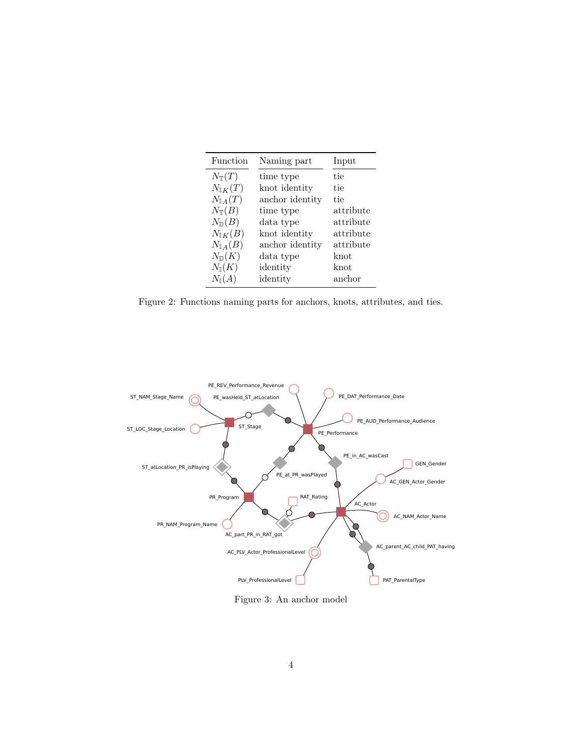| Function | Naming part | Input |
|---|---|---|
| $N_{\mathbb{T}}(T)$ | time type | tie |
| $N_{\mathbb{I}K}(T)$ | knot identity | tie |
| $N_{\mathbb{I}A}(T)$ | anchor identity | tie |
| $N_{\mathbb{T}}(B)$ | time type | attribute |
| $N_{\mathbb{D}}(B)$ | data type | attribute |
| $N_{\mathbb{I}K}(B)$ | knot identity | attribute |
| $N_{\mathbb{I}A}(B)$ | anchor identity | attribute |
| $N_{\mathbb{D}}(K)$ | data type | knot |
| $N_{\mathbb{I}}(K)$ | identity | knot |
| $N_{\mathbb{I}}(A)$ | identity | anchor |

Figure 2: Functions naming parts for anchors, knots, attributes, and ties.

PE_REV_Performance_Revenue
ST_NAM_Stage_Name
PE_wasHeld_ST_atLocation
PE_DAT_Performance_Date
PE_AUD_Performance_Audience
ST_LOC_Stage_Location
ST_Stage
PE_Performance
PE_in_AC_wasCast
GEN_Gender
ST_atLocation_PR_isPlaying
PE_at_PR_wasPlayed
AC_GEN_Actor_Gender
PR_Program
RAT_Rating
AC_Actor
PR_NAM_Program_Name
AC_NAM_Actor_Name
AC_part_PR_in_RAT_got
AC_parent_AC_child_PAT_having
AC_PLV_Actor_ProfessionalLevel
PLV_ProfessionalLevel
PAT_ParentalType

Figure 3: An anchor model